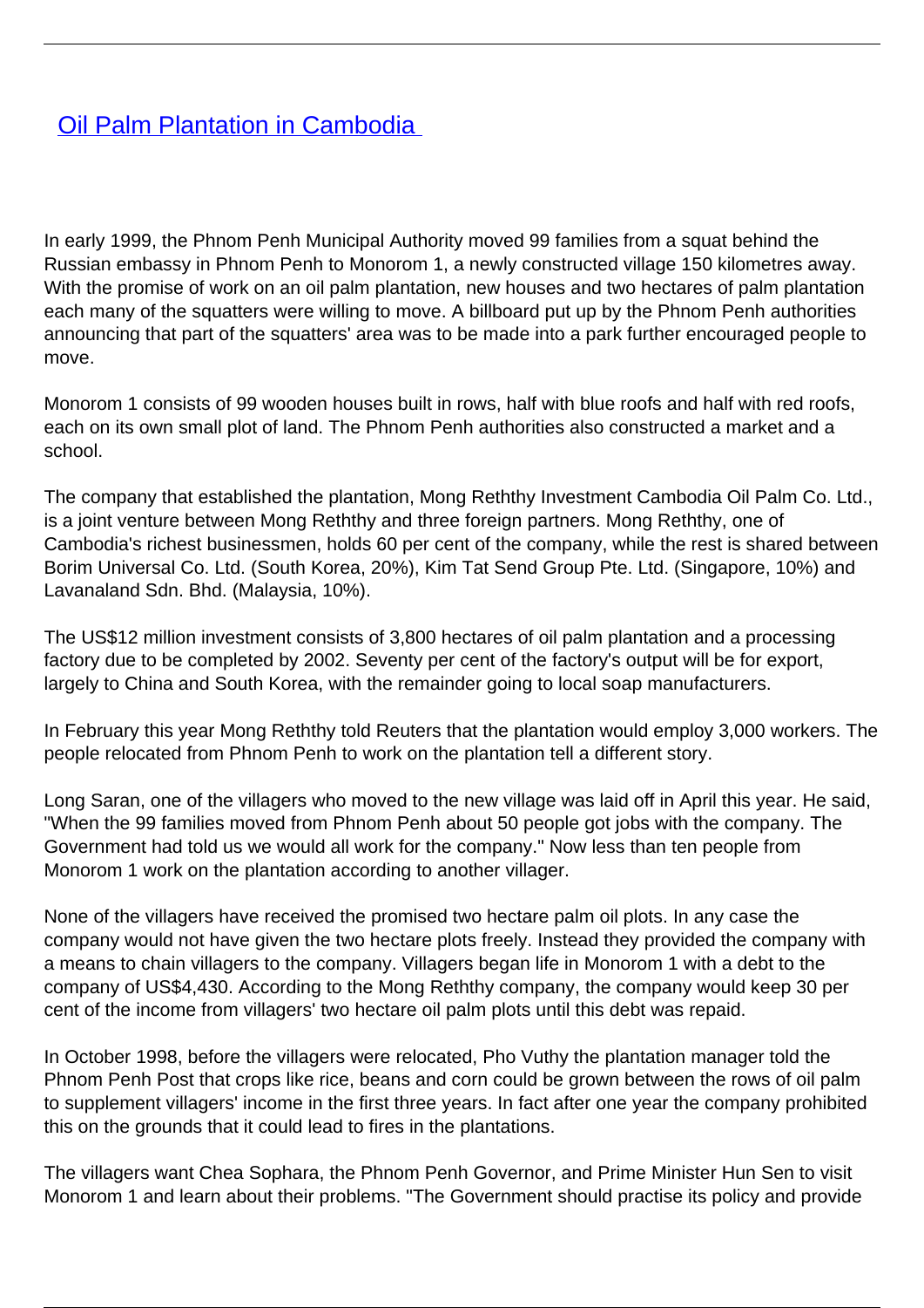# [Oil Palm Plantation in Cambodia](#)

In early 1999, the Phnom Penh Municipal Authority moved 99 families from a squat behind the Russian embassy in Phnom Penh to Monorom 1, a newly constructed village 150 kilometres away. With the promise of work on an oil palm plantation, new houses and two hectares of palm plantation each many of the squatters were willing to move. A billboard put up by the Phnom Penh authorities announcing that part of the squatters' area was to be made into a park further encouraged people to move.

Monorom 1 consists of 99 wooden houses built in rows, half with blue roofs and half with red roofs, each on its own small plot of land. The Phnom Penh authorities also constructed a market and a school.

The company that established the plantation, Mong Reththy Investment Cambodia Oil Palm Co. Ltd., is a joint venture between Mong Reththy and three foreign partners. Mong Reththy, one of Cambodia's richest businessmen, holds 60 per cent of the company, while the rest is shared between Borim Universal Co. Ltd. (South Korea, 20%), Kim Tat Send Group Pte. Ltd. (Singapore, 10%) and Lavanaland Sdn. Bhd. (Malaysia, 10%).

The US$12 million investment consists of 3,800 hectares of oil palm plantation and a processing factory due to be completed by 2002. Seventy per cent of the factory's output will be for export, largely to China and South Korea, with the remainder going to local soap manufacturers.

In February this year Mong Reththy told Reuters that the plantation would employ 3,000 workers. The people relocated from Phnom Penh to work on the plantation tell a different story.

Long Saran, one of the villagers who moved to the new village was laid off in April this year. He said, "When the 99 families moved from Phnom Penh about 50 people got jobs with the company. The Government had told us we would all work for the company." Now less than ten people from Monorom 1 work on the plantation according to another villager.

None of the villagers have received the promised two hectare palm oil plots. In any case the company would not have given the two hectare plots freely. Instead they provided the company with a means to chain villagers to the company. Villagers began life in Monorom 1 with a debt to the company of US$4,430. According to the Mong Reththy company, the company would keep 30 per cent of the income from villagers' two hectare oil palm plots until this debt was repaid.

In October 1998, before the villagers were relocated, Pho Vuthy the plantation manager told the Phnom Penh Post that crops like rice, beans and corn could be grown between the rows of oil palm to supplement villagers' income in the first three years. In fact after one year the company prohibited this on the grounds that it could lead to fires in the plantations.

The villagers want Chea Sophara, the Phnom Penh Governor, and Prime Minister Hun Sen to visit Monorom 1 and learn about their problems. "The Government should practise its policy and provide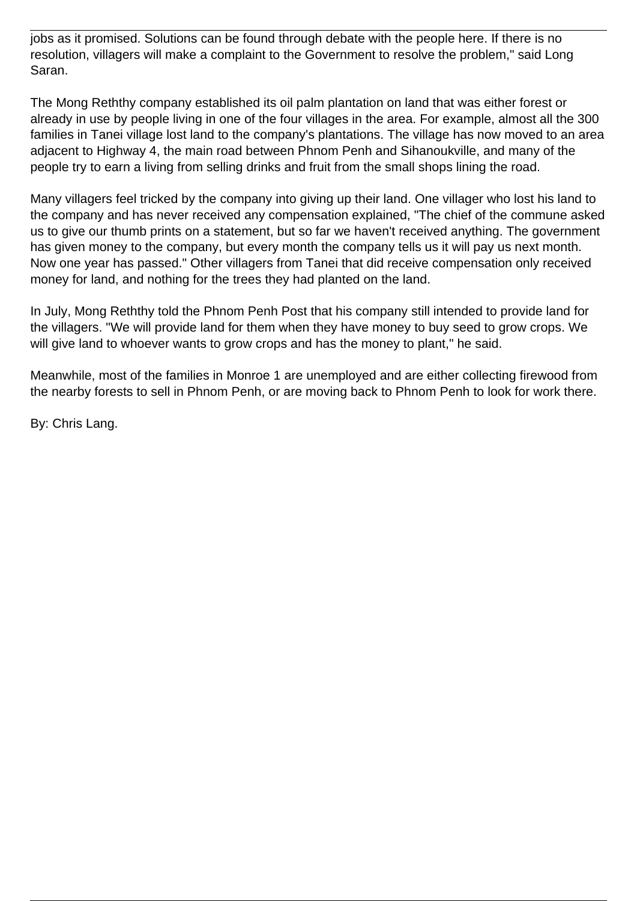jobs as it promised. Solutions can be found through debate with the people here. If there is no resolution, villagers will make a complaint to the Government to resolve the problem," said Long Saran.

The Mong Reththy company established its oil palm plantation on land that was either forest or already in use by people living in one of the four villages in the area. For example, almost all the 300 families in Tanei village lost land to the company's plantations. The village has now moved to an area adjacent to Highway 4, the main road between Phnom Penh and Sihanoukville, and many of the people try to earn a living from selling drinks and fruit from the small shops lining the road.

Many villagers feel tricked by the company into giving up their land. One villager who lost his land to the company and has never received any compensation explained, "The chief of the commune asked us to give our thumb prints on a statement, but so far we haven't received anything. The government has given money to the company, but every month the company tells us it will pay us next month. Now one year has passed." Other villagers from Tanei that did receive compensation only received money for land, and nothing for the trees they had planted on the land.

In July, Mong Reththy told the Phnom Penh Post that his company still intended to provide land for the villagers. "We will provide land for them when they have money to buy seed to grow crops. We will give land to whoever wants to grow crops and has the money to plant," he said.

Meanwhile, most of the families in Monroe 1 are unemployed and are either collecting firewood from the nearby forests to sell in Phnom Penh, or are moving back to Phnom Penh to look for work there.

By: Chris Lang.